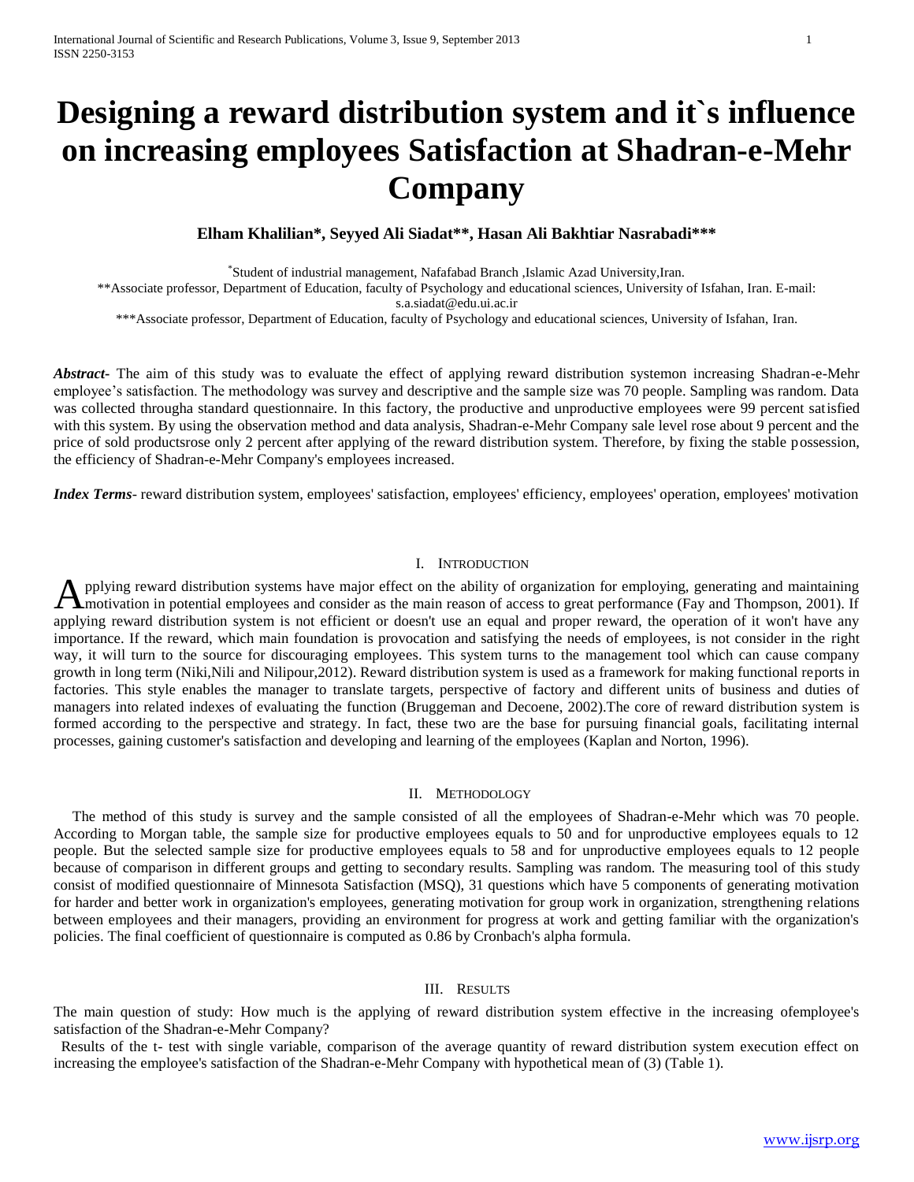# Designing a reward distribution system and it`s influence on increasing employees Satisfaction at Shadran-e-Mehr Company

**Elham Khalilian\*, Seyyed Ali Siadat\*\*, Hasan Ali Bakhtiar Nasrabadi\*\*\***

\*Student of industrial management, Nafafabad Branch ,Islamic Azad University,Iran.

\*\*Associate professor, Department of Education, faculty of Psychology and educational sciences, University of Isfahan, Iran. E-mail: s.a.siadat@edu.ui.ac.ir

\*\*\*Associate professor, Department of Education, faculty of Psychology and educational sciences, University of Isfahan, Iran.

***Abstract***- The aim of this study was to evaluate the effect of applying reward distribution systemon increasing Shadran-e-Mehr employee's satisfaction. The methodology was survey and descriptive and the sample size was 70 people. Sampling was random. Data was collected througha standard questionnaire. In this factory, the productive and unproductive employees were 99 percent satisfied with this system. By using the observation method and data analysis, Shadran-e-Mehr Company sale level rose about 9 percent and the price of sold productsrose only 2 percent after applying of the reward distribution system. Therefore, by fixing the stable possession, the efficiency of Shadran-e-Mehr Company's employees increased.

***Index Terms***- reward distribution system, employees' satisfaction, employees' efficiency, employees' operation, employees' motivation

## I. Introduction

Applying reward distribution systems have major effect on the ability of organization for employing, generating and maintaining motivation in potential employees and consider as the main reason of access to great performance (Fay and Thompson, 2001). If applying reward distribution system is not efficient or doesn't use an equal and proper reward, the operation of it won't have any importance. If the reward, which main foundation is provocation and satisfying the needs of employees, is not consider in the right way, it will turn to the source for discouraging employees. This system turns to the management tool which can cause company growth in long term (Niki,Nili and Nilipour,2012). Reward distribution system is used as a framework for making functional reports in factories. This style enables the manager to translate targets, perspective of factory and different units of business and duties of managers into related indexes of evaluating the function (Bruggeman and Decoene, 2002).The core of reward distribution system is formed according to the perspective and strategy. In fact, these two are the base for pursuing financial goals, facilitating internal processes, gaining customer's satisfaction and developing and learning of the employees (Kaplan and Norton, 1996).

## II. Methodology

The method of this study is survey and the sample consisted of all the employees of Shadran-e-Mehr which was 70 people. According to Morgan table, the sample size for productive employees equals to 50 and for unproductive employees equals to 12 people. But the selected sample size for productive employees equals to 58 and for unproductive employees equals to 12 people because of comparison in different groups and getting to secondary results. Sampling was random. The measuring tool of this study consist of modified questionnaire of Minnesota Satisfaction (MSQ), 31 questions which have 5 components of generating motivation for harder and better work in organization's employees, generating motivation for group work in organization, strengthening relations between employees and their managers, providing an environment for progress at work and getting familiar with the organization's policies. The final coefficient of questionnaire is computed as 0.86 by Cronbach's alpha formula.

## III. Results

The main question of study: How much is the applying of reward distribution system effective in the increasing ofemployee's satisfaction of the Shadran-e-Mehr Company?

Results of the t- test with single variable, comparison of the average quantity of reward distribution system execution effect on increasing the employee's satisfaction of the Shadran-e-Mehr Company with hypothetical mean of (3) (Table 1).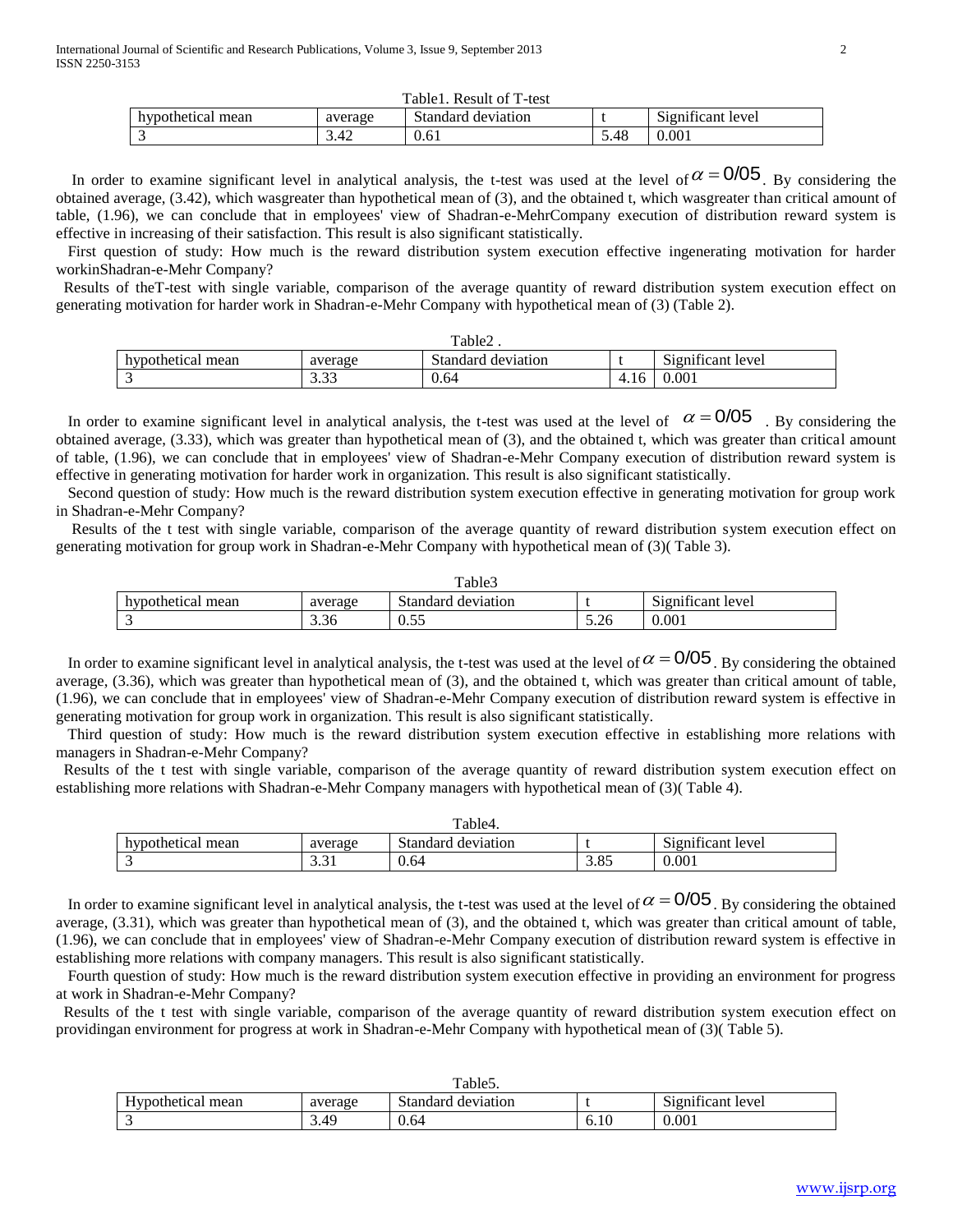Table1. Result of T-test

| hypothetical mean | average | Standard deviation | t | Significant level |
|---|---|---|---|---|
| 3 | 3.42 | 0.61 | 5.48 | 0.001 |

In order to examine significant level in analytical analysis, the t-test was used at the level of $\alpha = 0/05$. By considering the obtained average, (3.42), which wasgreater than hypothetical mean of (3), and the obtained t, which wasgreater than critical amount of table, (1.96), we can conclude that in employees' view of Shadran-e-MehrCompany execution of distribution reward system is effective in increasing of their satisfaction. This result is also significant statistically.

First question of study: How much is the reward distribution system execution effective ingenerating motivation for harder workinShadran-e-Mehr Company?

Results of theT-test with single variable, comparison of the average quantity of reward distribution system execution effect on generating motivation for harder work in Shadran-e-Mehr Company with hypothetical mean of (3) (Table 2).

Table2 .

| hypothetical mean | average | Standard deviation | t | Significant level |
|---|---|---|---|---|
| 3 | 3.33 | 0.64 | 4.16 | 0.001 |

In order to examine significant level in analytical analysis, the t-test was used at the level of $\alpha = 0/05$. By considering the obtained average, (3.33), which was greater than hypothetical mean of (3), and the obtained t, which was greater than critical amount of table, (1.96), we can conclude that in employees' view of Shadran-e-Mehr Company execution of distribution reward system is effective in generating motivation for harder work in organization. This result is also significant statistically.

Second question of study: How much is the reward distribution system execution effective in generating motivation for group work in Shadran-e-Mehr Company?

Results of the t test with single variable, comparison of the average quantity of reward distribution system execution effect on generating motivation for group work in Shadran-e-Mehr Company with hypothetical mean of (3)( Table 3).

Table3

| hypothetical mean | average | Standard deviation | t | Significant level |
|---|---|---|---|---|
| 3 | 3.36 | 0.55 | 5.26 | 0.001 |

In order to examine significant level in analytical analysis, the t-test was used at the level of $\alpha = 0/05$. By considering the obtained average, (3.36), which was greater than hypothetical mean of (3), and the obtained t, which was greater than critical amount of table, (1.96), we can conclude that in employees' view of Shadran-e-Mehr Company execution of distribution reward system is effective in generating motivation for group work in organization. This result is also significant statistically.

Third question of study: How much is the reward distribution system execution effective in establishing more relations with managers in Shadran-e-Mehr Company?

Results of the t test with single variable, comparison of the average quantity of reward distribution system execution effect on establishing more relations with Shadran-e-Mehr Company managers with hypothetical mean of (3)( Table 4).

Table4.

| hypothetical mean | average | Standard deviation | t | Significant level |
|---|---|---|---|---|
| 3 | 3.31 | 0.64 | 3.85 | 0.001 |

In order to examine significant level in analytical analysis, the t-test was used at the level of $\alpha = 0/05$. By considering the obtained average, (3.31), which was greater than hypothetical mean of (3), and the obtained t, which was greater than critical amount of table, (1.96), we can conclude that in employees' view of Shadran-e-Mehr Company execution of distribution reward system is effective in establishing more relations with company managers. This result is also significant statistically.

Fourth question of study: How much is the reward distribution system execution effective in providing an environment for progress at work in Shadran-e-Mehr Company?

Results of the t test with single variable, comparison of the average quantity of reward distribution system execution effect on providingan environment for progress at work in Shadran-e-Mehr Company with hypothetical mean of (3)( Table 5).

Table5.

| Hypothetical mean | average | Standard deviation | t | Significant level |
|---|---|---|---|---|
| 3 | 3.49 | 0.64 | 6.10 | 0.001 |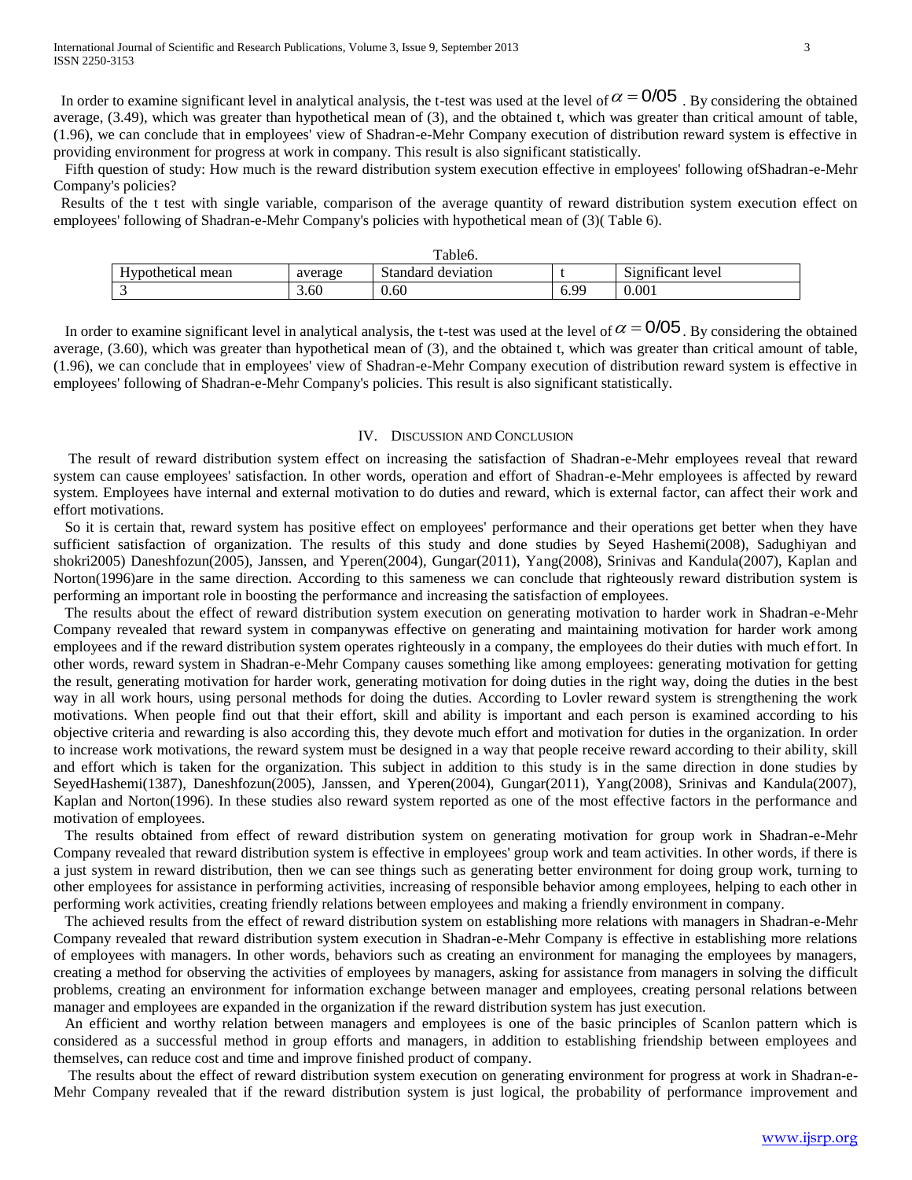In order to examine significant level in analytical analysis, the t-test was used at the level of $\alpha = 0/05$ . By considering the obtained average, (3.49), which was greater than hypothetical mean of (3), and the obtained t, which was greater than critical amount of table, (1.96), we can conclude that in employees' view of Shadran-e-Mehr Company execution of distribution reward system is effective in providing environment for progress at work in company. This result is also significant statistically.

Fifth question of study: How much is the reward distribution system execution effective in employees' following ofShadran-e-Mehr Company's policies?

Results of the t test with single variable, comparison of the average quantity of reward distribution system execution effect on employees' following of Shadran-e-Mehr Company's policies with hypothetical mean of (3)( Table 6).

Table6.

| Hypothetical mean | average | Standard deviation | t | Significant level |
| --- | --- | --- | --- | --- |
| 3 | 3.60 | 0.60 | 6.99 | 0.001 |

In order to examine significant level in analytical analysis, the t-test was used at the level of $\alpha = 0/05$. By considering the obtained average, (3.60), which was greater than hypothetical mean of (3), and the obtained t, which was greater than critical amount of table, (1.96), we can conclude that in employees' view of Shadran-e-Mehr Company execution of distribution reward system is effective in employees' following of Shadran-e-Mehr Company's policies. This result is also significant statistically.

## IV. Discussion and Conclusion

The result of reward distribution system effect on increasing the satisfaction of Shadran-e-Mehr employees reveal that reward system can cause employees' satisfaction. In other words, operation and effort of Shadran-e-Mehr employees is affected by reward system. Employees have internal and external motivation to do duties and reward, which is external factor, can affect their work and effort motivations.

So it is certain that, reward system has positive effect on employees' performance and their operations get better when they have sufficient satisfaction of organization. The results of this study and done studies by Seyed Hashemi(2008), Sadughiyan and shokri2005) Daneshfozun(2005), Janssen, and Yperen(2004), Gungar(2011), Yang(2008), Srinivas and Kandula(2007), Kaplan and Norton(1996)are in the same direction. According to this sameness we can conclude that righteously reward distribution system is performing an important role in boosting the performance and increasing the satisfaction of employees.

The results about the effect of reward distribution system execution on generating motivation to harder work in Shadran-e-Mehr Company revealed that reward system in companywas effective on generating and maintaining motivation for harder work among employees and if the reward distribution system operates righteously in a company, the employees do their duties with much effort. In other words, reward system in Shadran-e-Mehr Company causes something like among employees: generating motivation for getting the result, generating motivation for harder work, generating motivation for doing duties in the right way, doing the duties in the best way in all work hours, using personal methods for doing the duties. According to Lovler reward system is strengthening the work motivations. When people find out that their effort, skill and ability is important and each person is examined according to his objective criteria and rewarding is also according this, they devote much effort and motivation for duties in the organization. In order to increase work motivations, the reward system must be designed in a way that people receive reward according to their ability, skill and effort which is taken for the organization. This subject in addition to this study is in the same direction in done studies by SeyedHashemi(1387), Daneshfozun(2005), Janssen, and Yperen(2004), Gungar(2011), Yang(2008), Srinivas and Kandula(2007), Kaplan and Norton(1996). In these studies also reward system reported as one of the most effective factors in the performance and motivation of employees.

The results obtained from effect of reward distribution system on generating motivation for group work in Shadran-e-Mehr Company revealed that reward distribution system is effective in employees' group work and team activities. In other words, if there is a just system in reward distribution, then we can see things such as generating better environment for doing group work, turning to other employees for assistance in performing activities, increasing of responsible behavior among employees, helping to each other in performing work activities, creating friendly relations between employees and making a friendly environment in company.

The achieved results from the effect of reward distribution system on establishing more relations with managers in Shadran-e-Mehr Company revealed that reward distribution system execution in Shadran-e-Mehr Company is effective in establishing more relations of employees with managers. In other words, behaviors such as creating an environment for managing the employees by managers, creating a method for observing the activities of employees by managers, asking for assistance from managers in solving the difficult problems, creating an environment for information exchange between manager and employees, creating personal relations between manager and employees are expanded in the organization if the reward distribution system has just execution.

An efficient and worthy relation between managers and employees is one of the basic principles of Scanlon pattern which is considered as a successful method in group efforts and managers, in addition to establishing friendship between employees and themselves, can reduce cost and time and improve finished product of company.

The results about the effect of reward distribution system execution on generating environment for progress at work in Shadran-e-Mehr Company revealed that if the reward distribution system is just logical, the probability of performance improvement and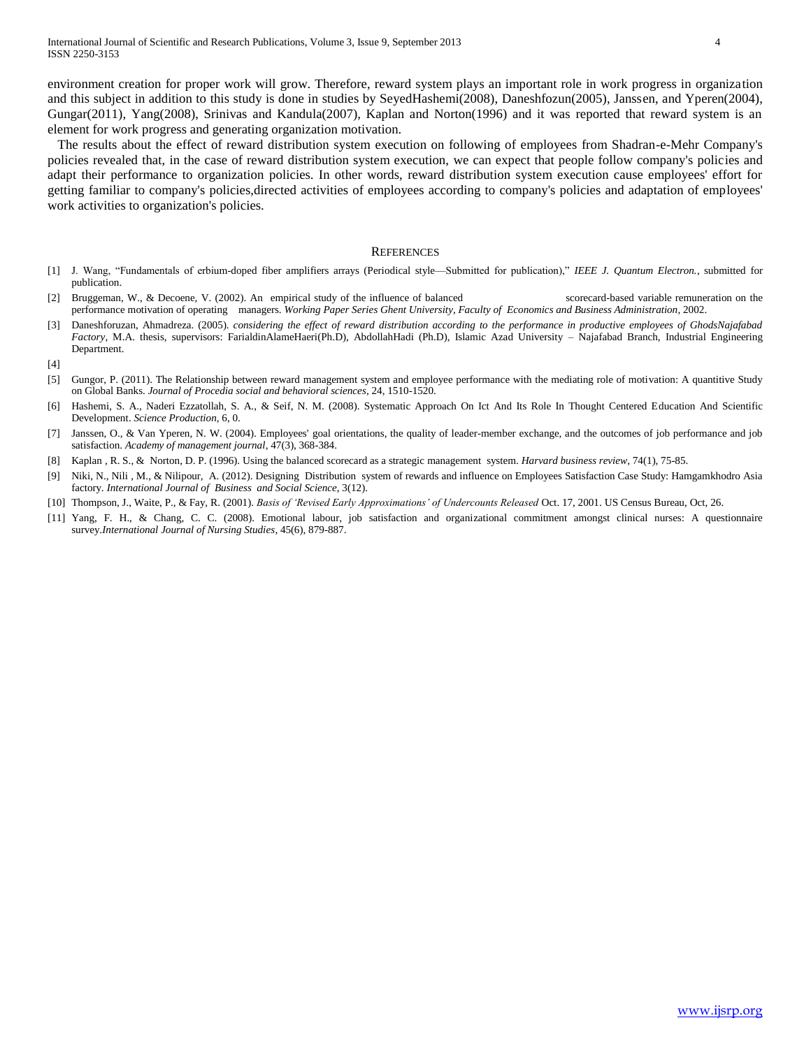environment creation for proper work will grow. Therefore, reward system plays an important role in work progress in organization and this subject in addition to this study is done in studies by SeyedHashemi(2008), Daneshfozun(2005), Janssen, and Yperen(2004), Gungar(2011), Yang(2008), Srinivas and Kandula(2007), Kaplan and Norton(1996) and it was reported that reward system is an element for work progress and generating organization motivation.

The results about the effect of reward distribution system execution on following of employees from Shadran-e-Mehr Company's policies revealed that, in the case of reward distribution system execution, we can expect that people follow company's policies and adapt their performance to organization policies. In other words, reward distribution system execution cause employees' effort for getting familiar to company's policies,directed activities of employees according to company's policies and adaptation of employees' work activities to organization's policies.

## References

[1] J. Wang, "Fundamentals of erbium-doped fiber amplifiers arrays (Periodical style—Submitted for publication)," *IEEE J. Quantum Electron.*, submitted for publication.

[2] Bruggeman, W., & Decoene, V. (2002). An empirical study of the influence of balanced scorecard-based variable remuneration on the performance motivation of operating managers. *Working Paper Series Ghent University, Faculty of Economics and Business Administration*, 2002.

[3] Daneshforuzan, Ahmadreza. (2005). *considering the effect of reward distribution according to the performance in productive employees of GhodsNajafabad Factory*, M.A. thesis, supervisors: FarialdinAlameHaeri(Ph.D), AbdollahHadi (Ph.D), Islamic Azad University – Najafabad Branch, Industrial Engineering Department.

[4]

[5] Gungor, P. (2011). The Relationship between reward management system and employee performance with the mediating role of motivation: A quantitive Study on Global Banks. *Journal of Procedia social and behavioral sciences*, 24, 1510-1520.

[6] Hashemi, S. A., Naderi Ezzatollah, S. A., & Seif, N. M. (2008). Systematic Approach On Ict And Its Role In Thought Centered Education And Scientific Development. *Science Production*, 6, 0.

[7] Janssen, O., & Van Yperen, N. W. (2004). Employees' goal orientations, the quality of leader-member exchange, and the outcomes of job performance and job satisfaction. *Academy of management journal*, 47(3), 368-384.

[8] Kaplan , R. S., & Norton, D. P. (1996). Using the balanced scorecard as a strategic management system. *Harvard business review*, 74(1), 75-85.

[9] Niki, N., Nili , M., & Nilipour, A. (2012). Designing Distribution system of rewards and influence on Employees Satisfaction Case Study: Hamgamkhodro Asia factory. *International Journal of Business and Social Science*, 3(12).

[10] Thompson, J., Waite, P., & Fay, R. (2001). *Basis of 'Revised Early Approximations' of Undercounts Released* Oct. 17, 2001. US Census Bureau, Oct, 26.

[11] Yang, F. H., & Chang, C. C. (2008). Emotional labour, job satisfaction and organizational commitment amongst clinical nurses: A questionnaire survey.*International Journal of Nursing Studies*, 45(6), 879-887.